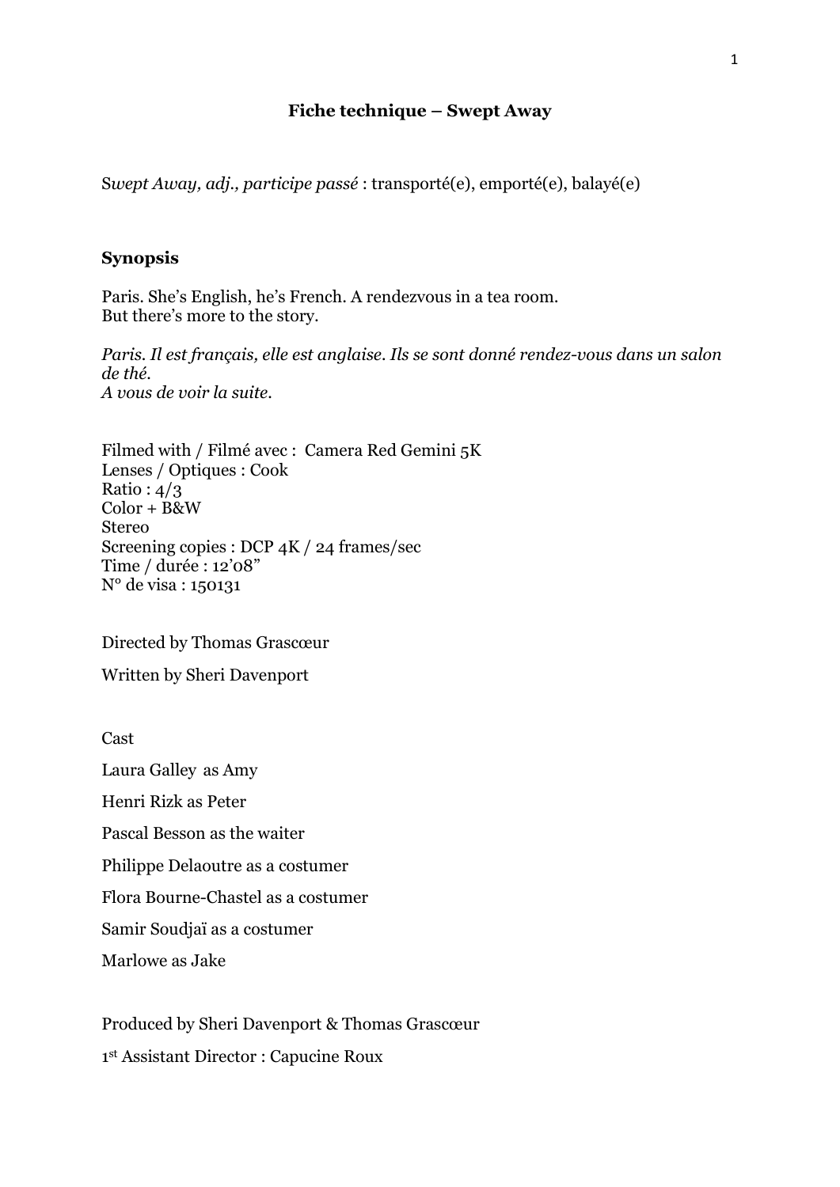# Fiche technique – Swept Away

S*wept Away, adj., participe passé* : transporté(e), emporté(e), balayé(e)

## Synopsis

Paris. She's English, he's French. A rendezvous in a tea room.
But there's more to the story.

*Paris. Il est français, elle est anglaise. Ils se sont donné rendez-vous dans un salon de thé.*
*A vous de voir la suite.*

Filmed with / Filmé avec : Camera Red Gemini 5K
Lenses / Optiques : Cook
Ratio : 4/3
Color + B&W
Stereo
Screening copies : DCP 4K / 24 frames/sec
Time / durée : 12'08"
N° de visa : 150131

Directed by Thomas Grascœur

Written by Sheri Davenport

Cast

Laura Galley as Amy

Henri Rizk as Peter

Pascal Besson as the waiter

Philippe Delaoutre as a costumer

Flora Bourne-Chastel as a costumer

Samir Soudjaï as a costumer

Marlowe as Jake

Produced by Sheri Davenport & Thomas Grascœur

1st Assistant Director : Capucine Roux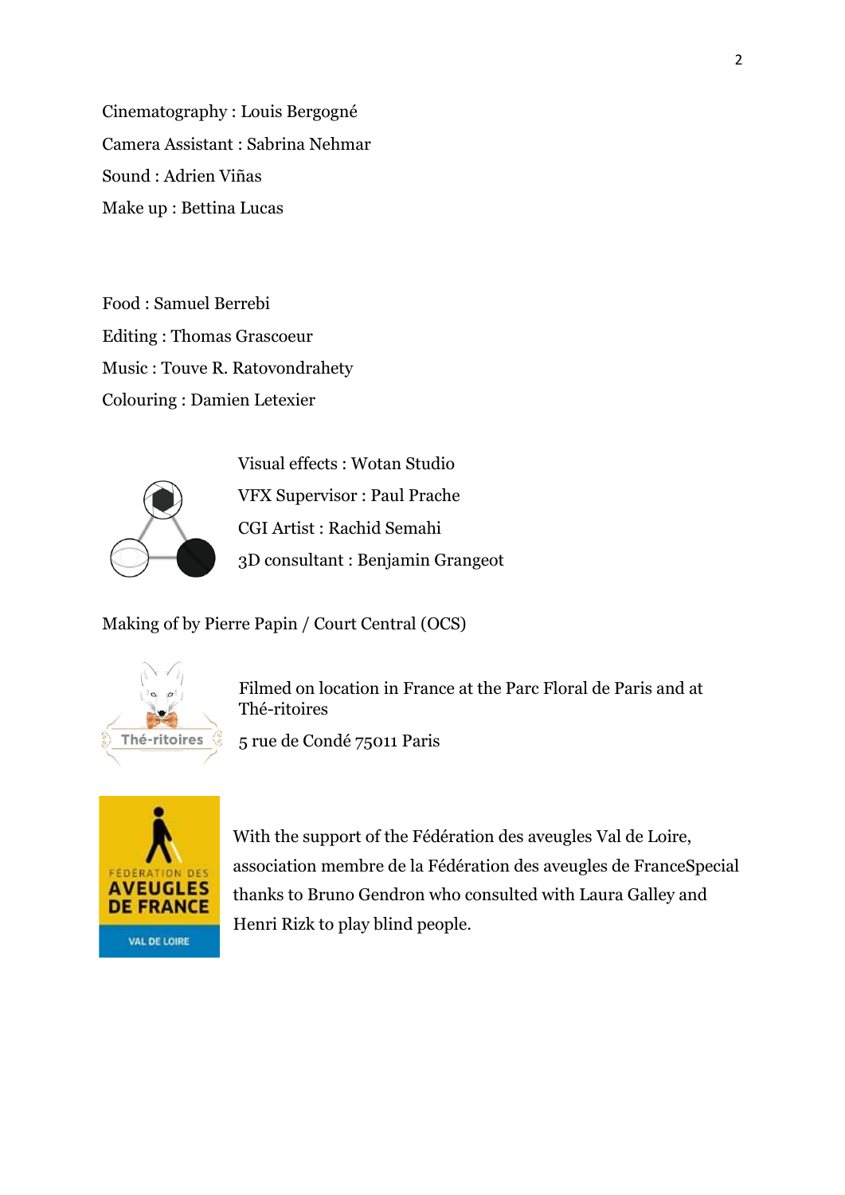Cinematography : Louis Bergogné

Camera Assistant : Sabrina Nehmar

Sound : Adrien Viñas

Make up : Bettina Lucas

Food : Samuel Berrebi

Editing : Thomas Grascoeur

Music : Touve R. Ratovondrahety

Colouring : Damien Letexier

Visual effects : Wotan Studio

VFX Supervisor : Paul Prache

CGI Artist : Rachid Semahi

3D consultant : Benjamin Grangeot

Making of by Pierre Papin / Court Central (OCS)

Filmed on location in France at the Parc Floral de Paris and at Thé-ritoires

5 rue de Condé 75011 Paris

With the support of the Fédération des aveugles Val de Loire, association membre de la Fédération des aveugles de FranceSpecial thanks to Bruno Gendron who consulted with Laura Galley and Henri Rizk to play blind people.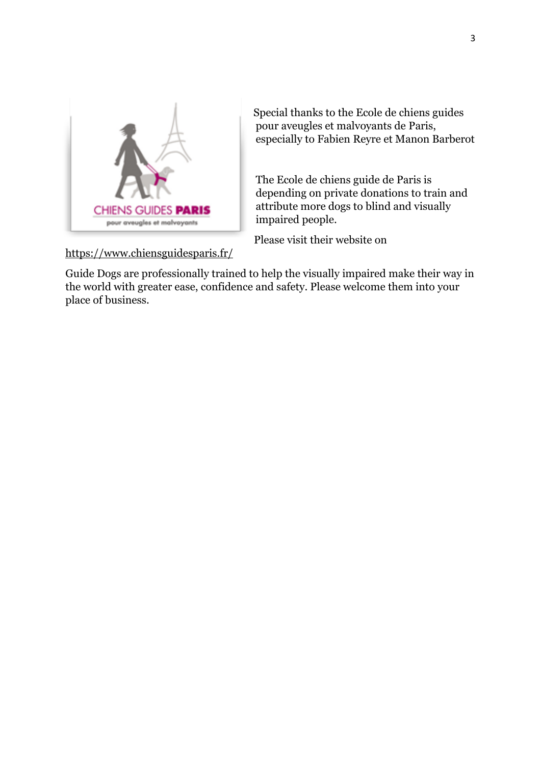Special thanks to the Ecole de chiens guides pour aveugles et malvoyants de Paris, especially to Fabien Reyre et Manon Barberot

The Ecole de chiens guide de Paris is depending on private donations to train and attribute more dogs to blind and visually impaired people.

Please visit their website on https://www.chiensguidesparis.fr/

Guide Dogs are professionally trained to help the visually impaired make their way in the world with greater ease, confidence and safety. Please welcome them into your place of business.